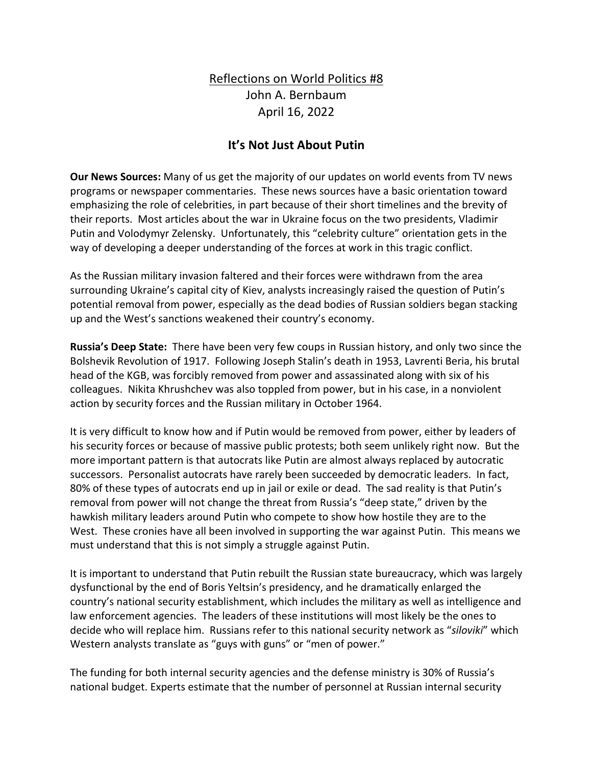Reflections on World Politics #8
John A. Bernbaum
April 16, 2022

# It's Not Just About Putin

**Our News Sources:** Many of us get the majority of our updates on world events from TV news programs or newspaper commentaries. These news sources have a basic orientation toward emphasizing the role of celebrities, in part because of their short timelines and the brevity of their reports. Most articles about the war in Ukraine focus on the two presidents, Vladimir Putin and Volodymyr Zelensky. Unfortunately, this "celebrity culture" orientation gets in the way of developing a deeper understanding of the forces at work in this tragic conflict.

As the Russian military invasion faltered and their forces were withdrawn from the area surrounding Ukraine's capital city of Kiev, analysts increasingly raised the question of Putin's potential removal from power, especially as the dead bodies of Russian soldiers began stacking up and the West's sanctions weakened their country's economy.

**Russia's Deep State:** There have been very few coups in Russian history, and only two since the Bolshevik Revolution of 1917. Following Joseph Stalin's death in 1953, Lavrenti Beria, his brutal head of the KGB, was forcibly removed from power and assassinated along with six of his colleagues. Nikita Khrushchev was also toppled from power, but in his case, in a nonviolent action by security forces and the Russian military in October 1964.

It is very difficult to know how and if Putin would be removed from power, either by leaders of his security forces or because of massive public protests; both seem unlikely right now. But the more important pattern is that autocrats like Putin are almost always replaced by autocratic successors. Personalist autocrats have rarely been succeeded by democratic leaders. In fact, 80% of these types of autocrats end up in jail or exile or dead. The sad reality is that Putin's removal from power will not change the threat from Russia's "deep state," driven by the hawkish military leaders around Putin who compete to show how hostile they are to the West. These cronies have all been involved in supporting the war against Putin. This means we must understand that this is not simply a struggle against Putin.

It is important to understand that Putin rebuilt the Russian state bureaucracy, which was largely dysfunctional by the end of Boris Yeltsin's presidency, and he dramatically enlarged the country's national security establishment, which includes the military as well as intelligence and law enforcement agencies. The leaders of these institutions will most likely be the ones to decide who will replace him. Russians refer to this national security network as "*siloviki*" which Western analysts translate as "guys with guns" or "men of power."

The funding for both internal security agencies and the defense ministry is 30% of Russia's national budget. Experts estimate that the number of personnel at Russian internal security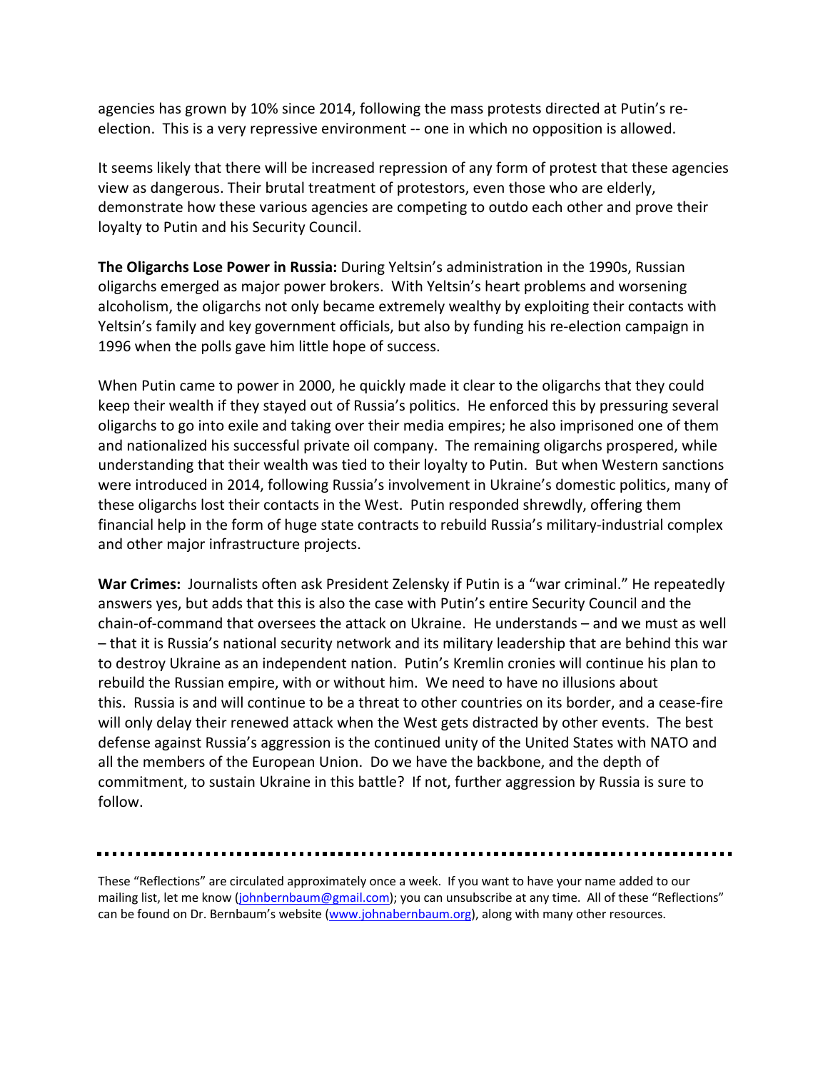agencies has grown by 10% since 2014, following the mass protests directed at Putin's re-election. This is a very repressive environment -- one in which no opposition is allowed.

It seems likely that there will be increased repression of any form of protest that these agencies view as dangerous. Their brutal treatment of protestors, even those who are elderly, demonstrate how these various agencies are competing to outdo each other and prove their loyalty to Putin and his Security Council.

**The Oligarchs Lose Power in Russia:** During Yeltsin's administration in the 1990s, Russian oligarchs emerged as major power brokers. With Yeltsin's heart problems and worsening alcoholism, the oligarchs not only became extremely wealthy by exploiting their contacts with Yeltsin's family and key government officials, but also by funding his re-election campaign in 1996 when the polls gave him little hope of success.

When Putin came to power in 2000, he quickly made it clear to the oligarchs that they could keep their wealth if they stayed out of Russia's politics. He enforced this by pressuring several oligarchs to go into exile and taking over their media empires; he also imprisoned one of them and nationalized his successful private oil company. The remaining oligarchs prospered, while understanding that their wealth was tied to their loyalty to Putin. But when Western sanctions were introduced in 2014, following Russia's involvement in Ukraine's domestic politics, many of these oligarchs lost their contacts in the West. Putin responded shrewdly, offering them financial help in the form of huge state contracts to rebuild Russia's military-industrial complex and other major infrastructure projects.

**War Crimes:** Journalists often ask President Zelensky if Putin is a "war criminal." He repeatedly answers yes, but adds that this is also the case with Putin's entire Security Council and the chain-of-command that oversees the attack on Ukraine. He understands – and we must as well – that it is Russia's national security network and its military leadership that are behind this war to destroy Ukraine as an independent nation. Putin's Kremlin cronies will continue his plan to rebuild the Russian empire, with or without him. We need to have no illusions about this. Russia is and will continue to be a threat to other countries on its border, and a cease-fire will only delay their renewed attack when the West gets distracted by other events. The best defense against Russia's aggression is the continued unity of the United States with NATO and all the members of the European Union. Do we have the backbone, and the depth of commitment, to sustain Ukraine in this battle? If not, further aggression by Russia is sure to follow.

---

These "Reflections" are circulated approximately once a week. If you want to have your name added to our mailing list, let me know (johnbernbaum@gmail.com); you can unsubscribe at any time. All of these "Reflections" can be found on Dr. Bernbaum's website (www.johnabernbaum.org), along with many other resources.